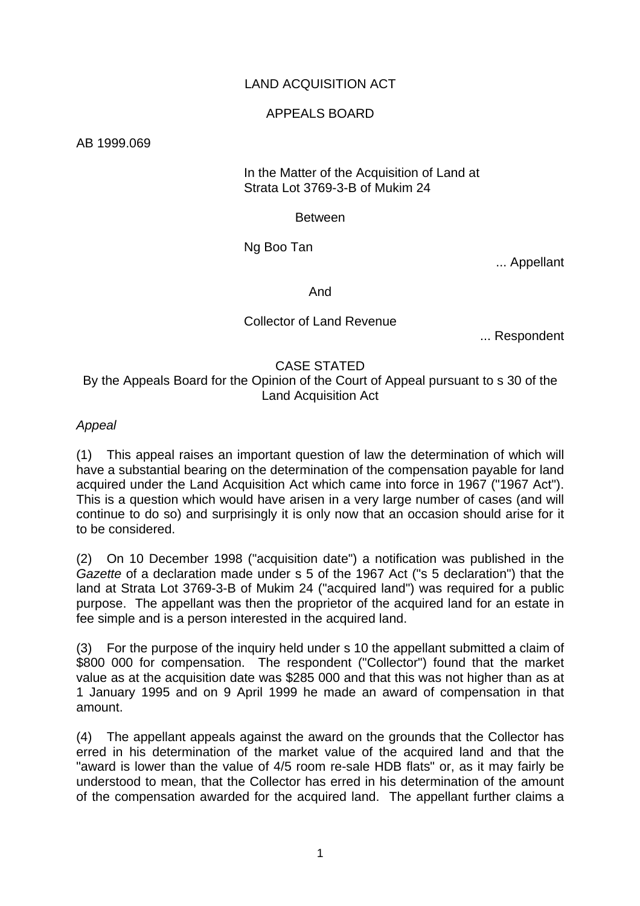LAND ACQUISITION ACT

APPEALS BOARD

AB 1999.069

In the Matter of the Acquisition of Land at Strata Lot 3769-3-B of Mukim 24

Between

Ng Boo Tan

... Appellant

And

Collector of Land Revenue

... Respondent

CASE STATED

By the Appeals Board for the Opinion of the Court of Appeal pursuant to s 30 of the Land Acquisition Act

*Appeal*

(1) This appeal raises an important question of law the determination of which will have a substantial bearing on the determination of the compensation payable for land acquired under the Land Acquisition Act which came into force in 1967 ("1967 Act"). This is a question which would have arisen in a very large number of cases (and will continue to do so) and surprisingly it is only now that an occasion should arise for it to be considered.

(2) On 10 December 1998 ("acquisition date") a notification was published in the *Gazette* of a declaration made under s 5 of the 1967 Act ("s 5 declaration") that the land at Strata Lot 3769-3-B of Mukim 24 ("acquired land") was required for a public purpose. The appellant was then the proprietor of the acquired land for an estate in fee simple and is a person interested in the acquired land.

(3) For the purpose of the inquiry held under s 10 the appellant submitted a claim of $800 000 for compensation. The respondent ("Collector") found that the market value as at the acquisition date was $285 000 and that this was not higher than as at 1 January 1995 and on 9 April 1999 he made an award of compensation in that amount.

(4) The appellant appeals against the award on the grounds that the Collector has erred in his determination of the market value of the acquired land and that the "award is lower than the value of 4/5 room re-sale HDB flats" or, as it may fairly be understood to mean, that the Collector has erred in his determination of the amount of the compensation awarded for the acquired land. The appellant further claims a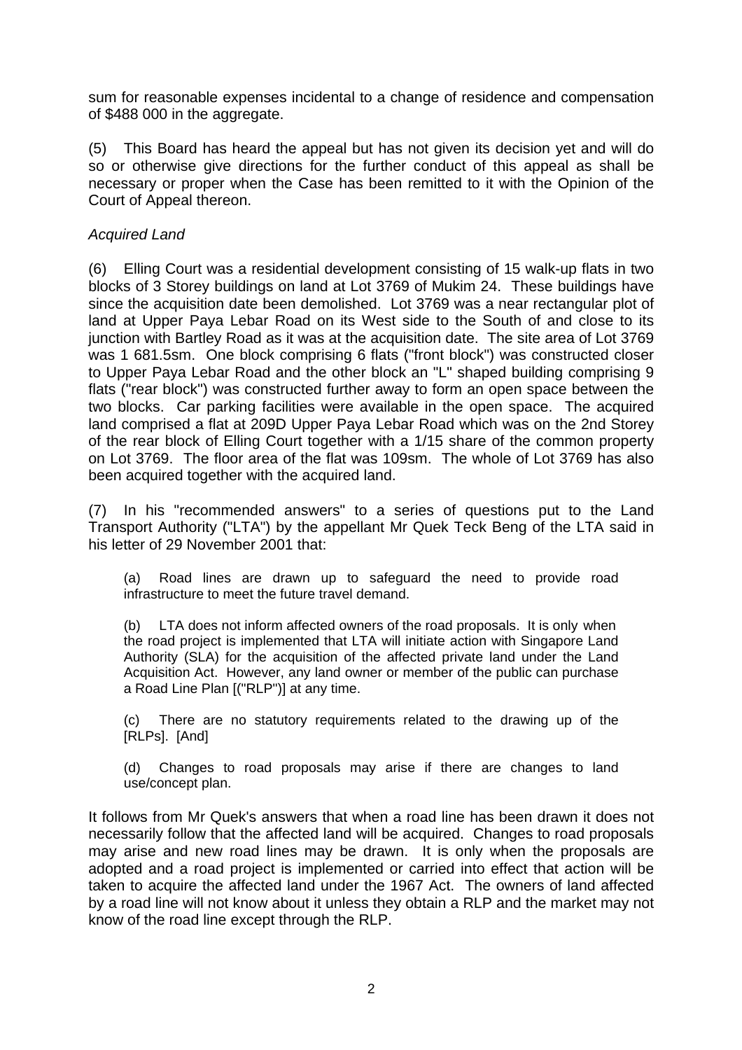sum for reasonable expenses incidental to a change of residence and compensation of $488 000 in the aggregate.

(5) This Board has heard the appeal but has not given its decision yet and will do so or otherwise give directions for the further conduct of this appeal as shall be necessary or proper when the Case has been remitted to it with the Opinion of the Court of Appeal thereon.

*Acquired Land*

(6) Elling Court was a residential development consisting of 15 walk-up flats in two blocks of 3 Storey buildings on land at Lot 3769 of Mukim 24. These buildings have since the acquisition date been demolished. Lot 3769 was a near rectangular plot of land at Upper Paya Lebar Road on its West side to the South of and close to its junction with Bartley Road as it was at the acquisition date. The site area of Lot 3769 was 1 681.5sm. One block comprising 6 flats ("front block") was constructed closer to Upper Paya Lebar Road and the other block an "L" shaped building comprising 9 flats ("rear block") was constructed further away to form an open space between the two blocks. Car parking facilities were available in the open space. The acquired land comprised a flat at 209D Upper Paya Lebar Road which was on the 2nd Storey of the rear block of Elling Court together with a 1/15 share of the common property on Lot 3769. The floor area of the flat was 109sm. The whole of Lot 3769 has also been acquired together with the acquired land.

(7) In his "recommended answers" to a series of questions put to the Land Transport Authority ("LTA") by the appellant Mr Quek Teck Beng of the LTA said in his letter of 29 November 2001 that:

> (a) Road lines are drawn up to safeguard the need to provide road infrastructure to meet the future travel demand.
>
> (b) LTA does not inform affected owners of the road proposals. It is only when the road project is implemented that LTA will initiate action with Singapore Land Authority (SLA) for the acquisition of the affected private land under the Land Acquisition Act. However, any land owner or member of the public can purchase a Road Line Plan [("RLP")] at any time.
>
> (c) There are no statutory requirements related to the drawing up of the [RLPs]. [And]
>
> (d) Changes to road proposals may arise if there are changes to land use/concept plan.

It follows from Mr Quek's answers that when a road line has been drawn it does not necessarily follow that the affected land will be acquired. Changes to road proposals may arise and new road lines may be drawn. It is only when the proposals are adopted and a road project is implemented or carried into effect that action will be taken to acquire the affected land under the 1967 Act. The owners of land affected by a road line will not know about it unless they obtain a RLP and the market may not know of the road line except through the RLP.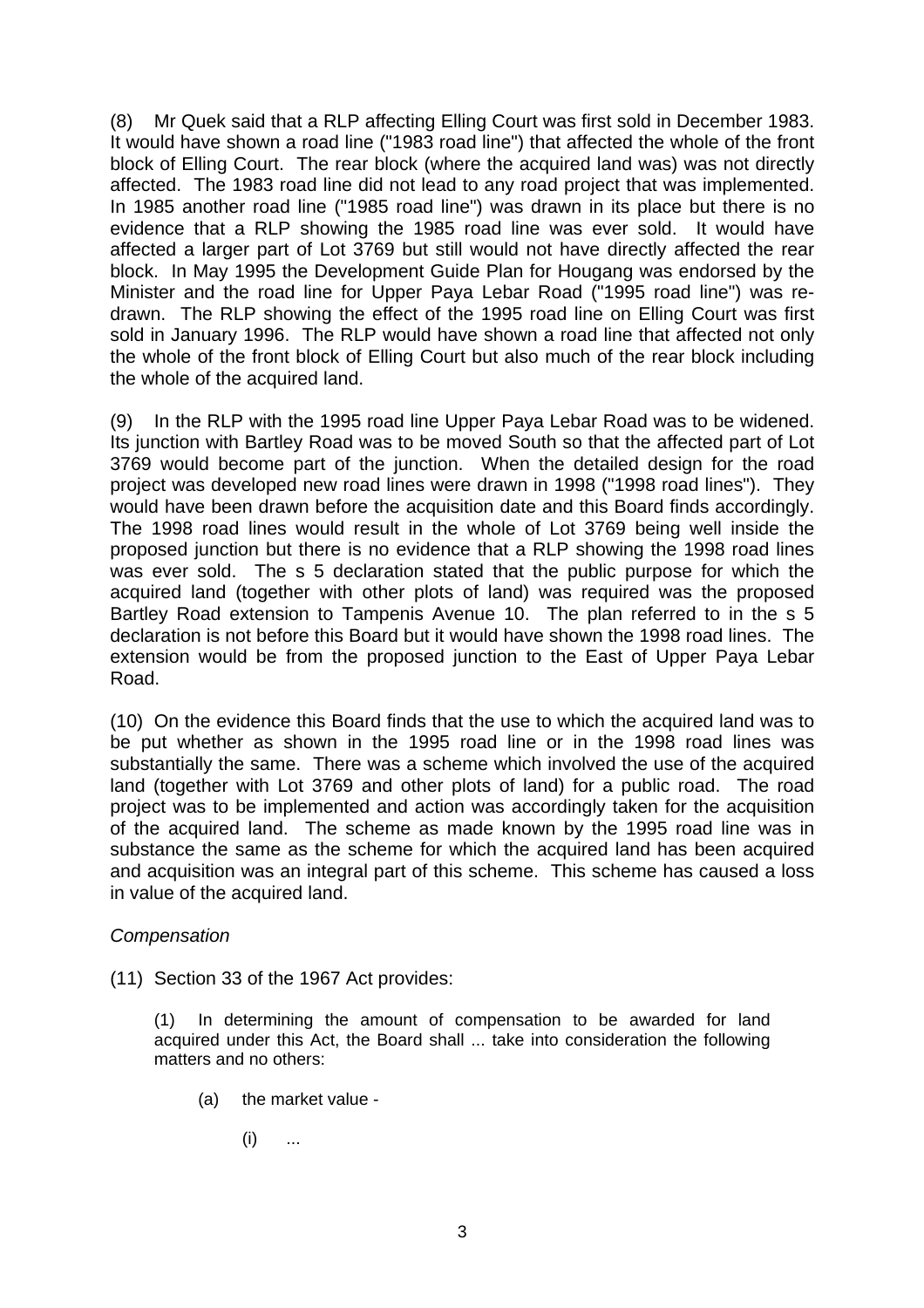(8) Mr Quek said that a RLP affecting Elling Court was first sold in December 1983. It would have shown a road line ("1983 road line") that affected the whole of the front block of Elling Court. The rear block (where the acquired land was) was not directly affected. The 1983 road line did not lead to any road project that was implemented. In 1985 another road line ("1985 road line") was drawn in its place but there is no evidence that a RLP showing the 1985 road line was ever sold. It would have affected a larger part of Lot 3769 but still would not have directly affected the rear block. In May 1995 the Development Guide Plan for Hougang was endorsed by the Minister and the road line for Upper Paya Lebar Road ("1995 road line") was re-drawn. The RLP showing the effect of the 1995 road line on Elling Court was first sold in January 1996. The RLP would have shown a road line that affected not only the whole of the front block of Elling Court but also much of the rear block including the whole of the acquired land.

(9) In the RLP with the 1995 road line Upper Paya Lebar Road was to be widened. Its junction with Bartley Road was to be moved South so that the affected part of Lot 3769 would become part of the junction. When the detailed design for the road project was developed new road lines were drawn in 1998 ("1998 road lines"). They would have been drawn before the acquisition date and this Board finds accordingly. The 1998 road lines would result in the whole of Lot 3769 being well inside the proposed junction but there is no evidence that a RLP showing the 1998 road lines was ever sold. The s 5 declaration stated that the public purpose for which the acquired land (together with other plots of land) was required was the proposed Bartley Road extension to Tampenis Avenue 10. The plan referred to in the s 5 declaration is not before this Board but it would have shown the 1998 road lines. The extension would be from the proposed junction to the East of Upper Paya Lebar Road.

(10) On the evidence this Board finds that the use to which the acquired land was to be put whether as shown in the 1995 road line or in the 1998 road lines was substantially the same. There was a scheme which involved the use of the acquired land (together with Lot 3769 and other plots of land) for a public road. The road project was to be implemented and action was accordingly taken for the acquisition of the acquired land. The scheme as made known by the 1995 road line was in substance the same as the scheme for which the acquired land has been acquired and acquisition was an integral part of this scheme. This scheme has caused a loss in value of the acquired land.

*Compensation*

(11) Section 33 of the 1967 Act provides:

> (1) In determining the amount of compensation to be awarded for land acquired under this Act, the Board shall ... take into consideration the following matters and no others:
>
> (a) the market value -
>
> (i) ...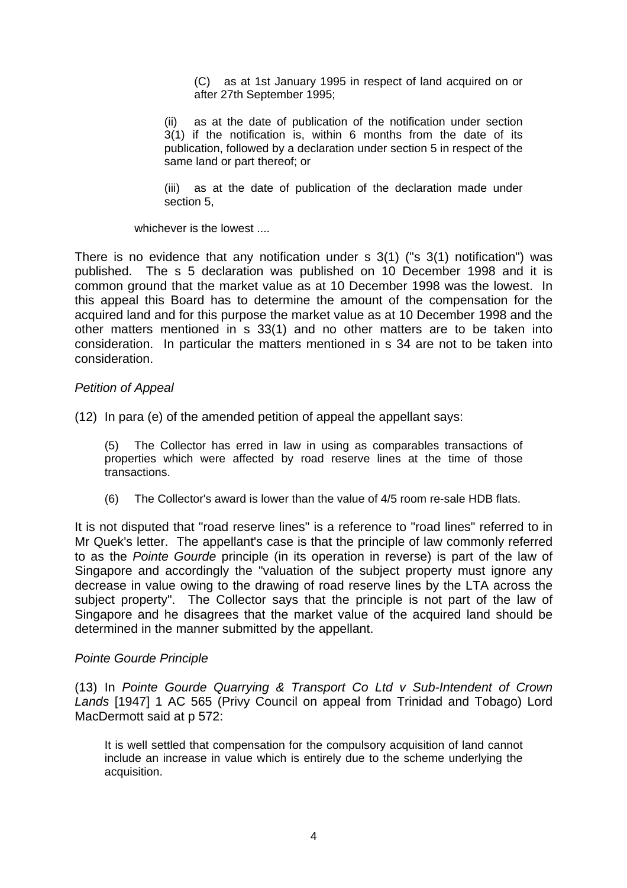> (C) as at 1st January 1995 in respect of land acquired on or after 27th September 1995;
>
> (ii) as at the date of publication of the notification under section 3(1) if the notification is, within 6 months from the date of its publication, followed by a declaration under section 5 in respect of the same land or part thereof; or
>
> (iii) as at the date of publication of the declaration made under section 5,
>
> whichever is the lowest ....

There is no evidence that any notification under s 3(1) ("s 3(1) notification") was published. The s 5 declaration was published on 10 December 1998 and it is common ground that the market value as at 10 December 1998 was the lowest. In this appeal this Board has to determine the amount of the compensation for the acquired land and for this purpose the market value as at 10 December 1998 and the other matters mentioned in s 33(1) and no other matters are to be taken into consideration. In particular the matters mentioned in s 34 are not to be taken into consideration.

*Petition of Appeal*

(12) In para (e) of the amended petition of appeal the appellant says:

> (5) The Collector has erred in law in using as comparables transactions of properties which were affected by road reserve lines at the time of those transactions.
>
> (6) The Collector's award is lower than the value of 4/5 room re-sale HDB flats.

It is not disputed that "road reserve lines" is a reference to "road lines" referred to in Mr Quek's letter. The appellant's case is that the principle of law commonly referred to as the *Pointe Gourde* principle (in its operation in reverse) is part of the law of Singapore and accordingly the "valuation of the subject property must ignore any decrease in value owing to the drawing of road reserve lines by the LTA across the subject property". The Collector says that the principle is not part of the law of Singapore and he disagrees that the market value of the acquired land should be determined in the manner submitted by the appellant.

*Pointe Gourde Principle*

(13) In *Pointe Gourde Quarrying & Transport Co Ltd v Sub-Intendent of Crown Lands* [1947] 1 AC 565 (Privy Council on appeal from Trinidad and Tobago) Lord MacDermott said at p 572:

> It is well settled that compensation for the compulsory acquisition of land cannot include an increase in value which is entirely due to the scheme underlying the acquisition.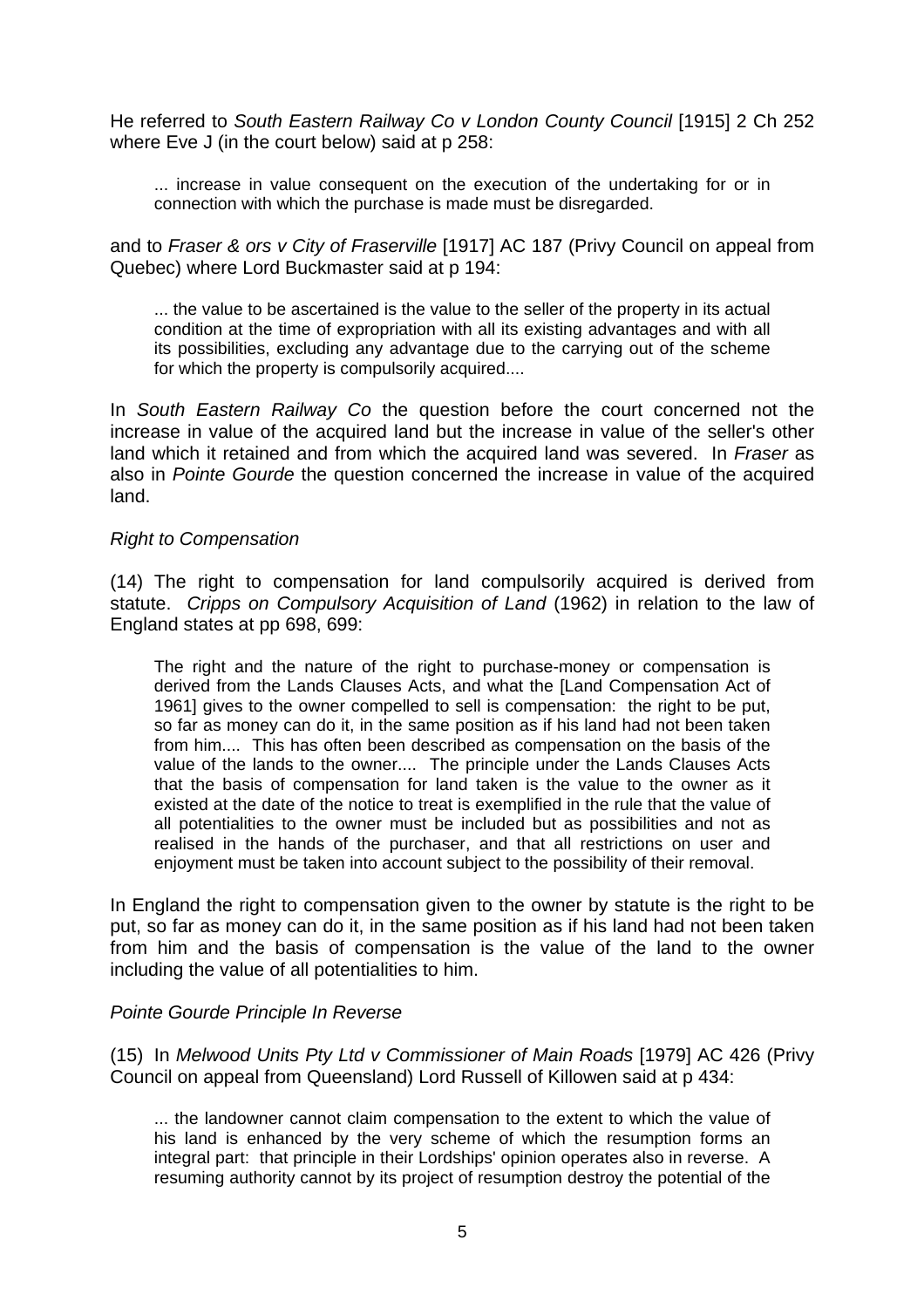He referred to *South Eastern Railway Co v London County Council* [1915] 2 Ch 252 where Eve J (in the court below) said at p 258:

> ... increase in value consequent on the execution of the undertaking for or in connection with which the purchase is made must be disregarded.

and to *Fraser & ors v City of Fraserville* [1917] AC 187 (Privy Council on appeal from Quebec) where Lord Buckmaster said at p 194:

> ... the value to be ascertained is the value to the seller of the property in its actual condition at the time of expropriation with all its existing advantages and with all its possibilities, excluding any advantage due to the carrying out of the scheme for which the property is compulsorily acquired....

In *South Eastern Railway Co* the question before the court concerned not the increase in value of the acquired land but the increase in value of the seller's other land which it retained and from which the acquired land was severed. In *Fraser* as also in *Pointe Gourde* the question concerned the increase in value of the acquired land.

*Right to Compensation*

(14) The right to compensation for land compulsorily acquired is derived from statute. *Cripps on Compulsory Acquisition of Land* (1962) in relation to the law of England states at pp 698, 699:

> The right and the nature of the right to purchase-money or compensation is derived from the Lands Clauses Acts, and what the [Land Compensation Act of 1961] gives to the owner compelled to sell is compensation: the right to be put, so far as money can do it, in the same position as if his land had not been taken from him.... This has often been described as compensation on the basis of the value of the lands to the owner.... The principle under the Lands Clauses Acts that the basis of compensation for land taken is the value to the owner as it existed at the date of the notice to treat is exemplified in the rule that the value of all potentialities to the owner must be included but as possibilities and not as realised in the hands of the purchaser, and that all restrictions on user and enjoyment must be taken into account subject to the possibility of their removal.

In England the right to compensation given to the owner by statute is the right to be put, so far as money can do it, in the same position as if his land had not been taken from him and the basis of compensation is the value of the land to the owner including the value of all potentialities to him.

*Pointe Gourde Principle In Reverse*

(15) In *Melwood Units Pty Ltd v Commissioner of Main Roads* [1979] AC 426 (Privy Council on appeal from Queensland) Lord Russell of Killowen said at p 434:

> ... the landowner cannot claim compensation to the extent to which the value of his land is enhanced by the very scheme of which the resumption forms an integral part: that principle in their Lordships' opinion operates also in reverse. A resuming authority cannot by its project of resumption destroy the potential of the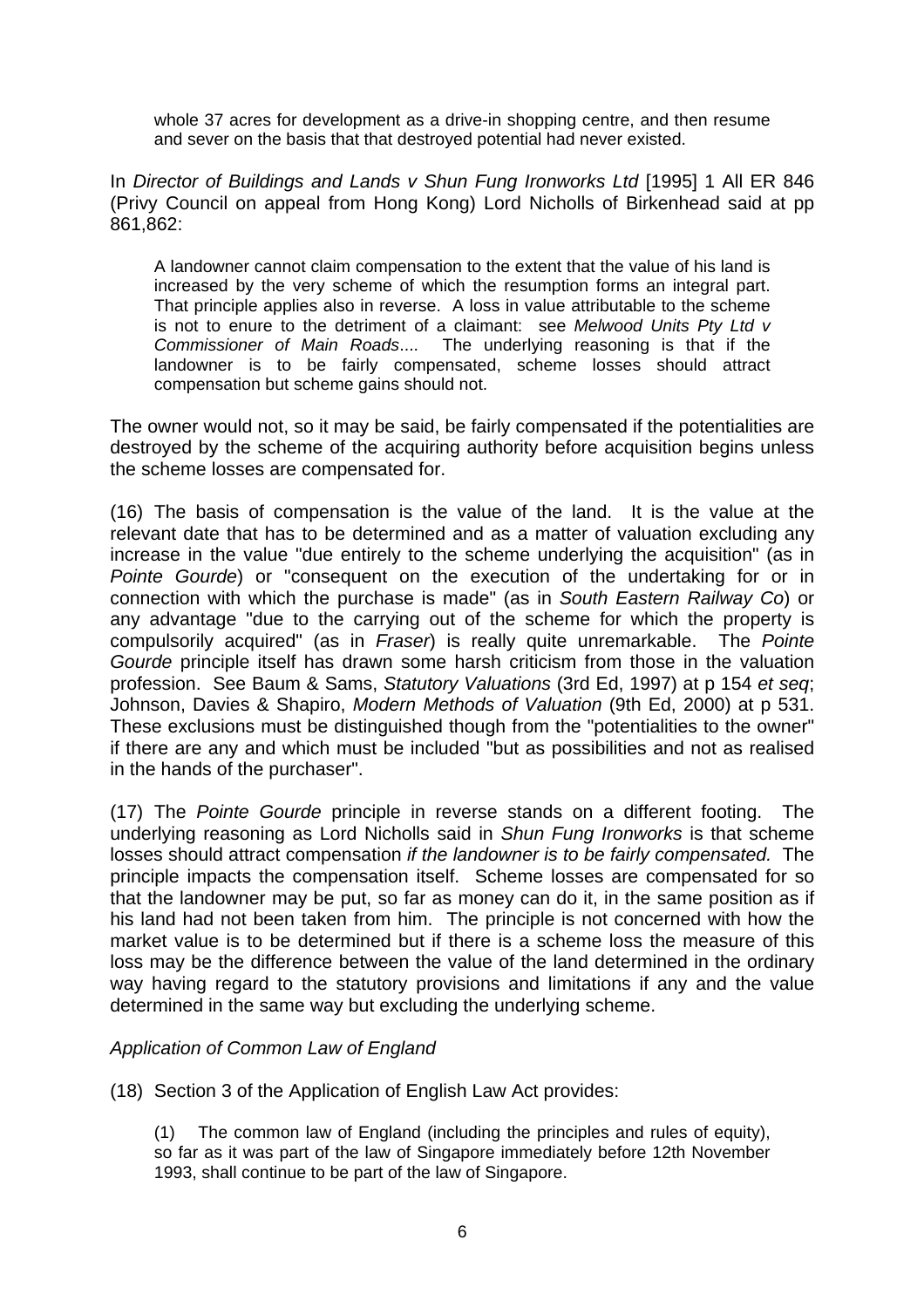> whole 37 acres for development as a drive-in shopping centre, and then resume and sever on the basis that that destroyed potential had never existed.

In *Director of Buildings and Lands v Shun Fung Ironworks Ltd* [1995] 1 All ER 846 (Privy Council on appeal from Hong Kong) Lord Nicholls of Birkenhead said at pp 861,862:

> A landowner cannot claim compensation to the extent that the value of his land is increased by the very scheme of which the resumption forms an integral part. That principle applies also in reverse. A loss in value attributable to the scheme is not to enure to the detriment of a claimant: see *Melwood Units Pty Ltd v Commissioner of Main Roads*.... The underlying reasoning is that if the landowner is to be fairly compensated, scheme losses should attract compensation but scheme gains should not.

The owner would not, so it may be said, be fairly compensated if the potentialities are destroyed by the scheme of the acquiring authority before acquisition begins unless the scheme losses are compensated for.

(16) The basis of compensation is the value of the land. It is the value at the relevant date that has to be determined and as a matter of valuation excluding any increase in the value "due entirely to the scheme underlying the acquisition" (as in *Pointe Gourde*) or "consequent on the execution of the undertaking for or in connection with which the purchase is made" (as in *South Eastern Railway Co*) or any advantage "due to the carrying out of the scheme for which the property is compulsorily acquired" (as in *Fraser*) is really quite unremarkable. The *Pointe Gourde* principle itself has drawn some harsh criticism from those in the valuation profession. See Baum & Sams, *Statutory Valuations* (3rd Ed, 1997) at p 154 *et seq*; Johnson, Davies & Shapiro, *Modern Methods of Valuation* (9th Ed, 2000) at p 531. These exclusions must be distinguished though from the "potentialities to the owner" if there are any and which must be included "but as possibilities and not as realised in the hands of the purchaser".

(17) The *Pointe Gourde* principle in reverse stands on a different footing. The underlying reasoning as Lord Nicholls said in *Shun Fung Ironworks* is that scheme losses should attract compensation *if the landowner is to be fairly compensated.* The principle impacts the compensation itself. Scheme losses are compensated for so that the landowner may be put, so far as money can do it, in the same position as if his land had not been taken from him. The principle is not concerned with how the market value is to be determined but if there is a scheme loss the measure of this loss may be the difference between the value of the land determined in the ordinary way having regard to the statutory provisions and limitations if any and the value determined in the same way but excluding the underlying scheme.

*Application of Common Law of England*

(18) Section 3 of the Application of English Law Act provides:

> (1) The common law of England (including the principles and rules of equity), so far as it was part of the law of Singapore immediately before 12th November 1993, shall continue to be part of the law of Singapore.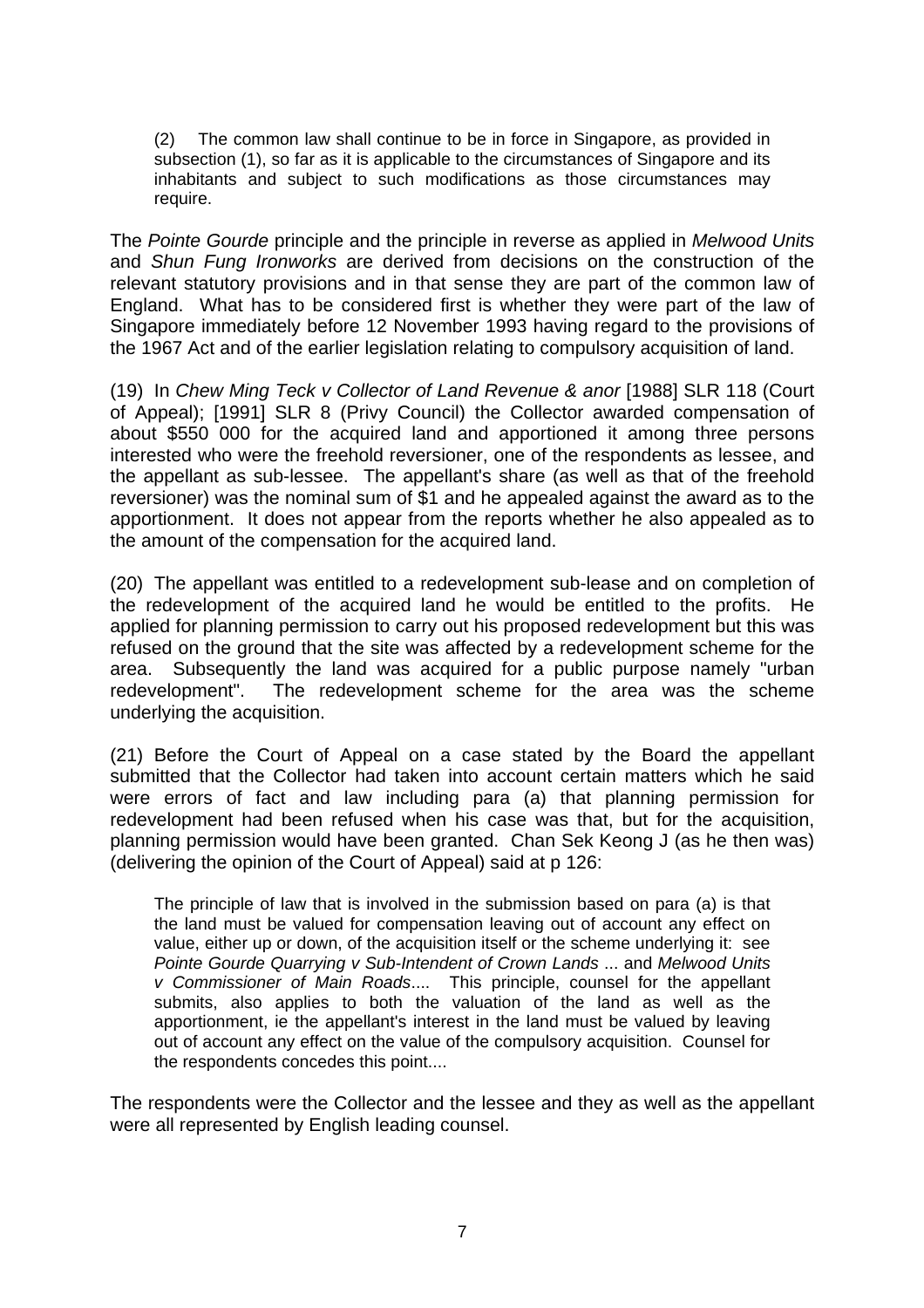> (2) The common law shall continue to be in force in Singapore, as provided in subsection (1), so far as it is applicable to the circumstances of Singapore and its inhabitants and subject to such modifications as those circumstances may require.

The *Pointe Gourde* principle and the principle in reverse as applied in *Melwood Units* and *Shun Fung Ironworks* are derived from decisions on the construction of the relevant statutory provisions and in that sense they are part of the common law of England. What has to be considered first is whether they were part of the law of Singapore immediately before 12 November 1993 having regard to the provisions of the 1967 Act and of the earlier legislation relating to compulsory acquisition of land.

(19) In *Chew Ming Teck v Collector of Land Revenue & anor* [1988] SLR 118 (Court of Appeal); [1991] SLR 8 (Privy Council) the Collector awarded compensation of about $550 000 for the acquired land and apportioned it among three persons interested who were the freehold reversioner, one of the respondents as lessee, and the appellant as sub-lessee. The appellant's share (as well as that of the freehold reversioner) was the nominal sum of $1 and he appealed against the award as to the apportionment. It does not appear from the reports whether he also appealed as to the amount of the compensation for the acquired land.

(20) The appellant was entitled to a redevelopment sub-lease and on completion of the redevelopment of the acquired land he would be entitled to the profits. He applied for planning permission to carry out his proposed redevelopment but this was refused on the ground that the site was affected by a redevelopment scheme for the area. Subsequently the land was acquired for a public purpose namely "urban redevelopment". The redevelopment scheme for the area was the scheme underlying the acquisition.

(21) Before the Court of Appeal on a case stated by the Board the appellant submitted that the Collector had taken into account certain matters which he said were errors of fact and law including para (a) that planning permission for redevelopment had been refused when his case was that, but for the acquisition, planning permission would have been granted. Chan Sek Keong J (as he then was) (delivering the opinion of the Court of Appeal) said at p 126:

> The principle of law that is involved in the submission based on para (a) is that the land must be valued for compensation leaving out of account any effect on value, either up or down, of the acquisition itself or the scheme underlying it: see *Pointe Gourde Quarrying v Sub-Intendent of Crown Lands* ... and *Melwood Units v Commissioner of Main Roads*.... This principle, counsel for the appellant submits, also applies to both the valuation of the land as well as the apportionment, ie the appellant's interest in the land must be valued by leaving out of account any effect on the value of the compulsory acquisition. Counsel for the respondents concedes this point....

The respondents were the Collector and the lessee and they as well as the appellant were all represented by English leading counsel.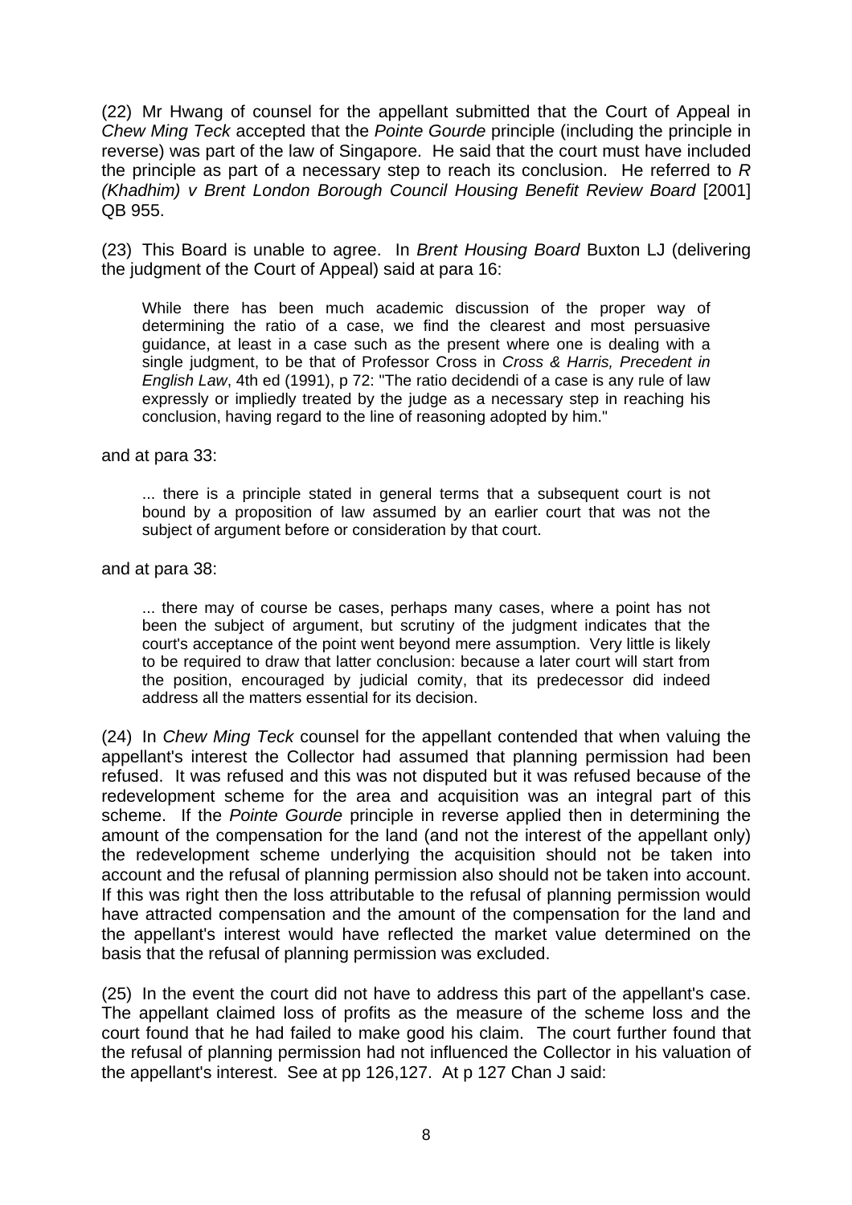(22) Mr Hwang of counsel for the appellant submitted that the Court of Appeal in *Chew Ming Teck* accepted that the *Pointe Gourde* principle (including the principle in reverse) was part of the law of Singapore. He said that the court must have included the principle as part of a necessary step to reach its conclusion. He referred to *R (Khadhim) v Brent London Borough Council Housing Benefit Review Board* [2001] QB 955.

(23) This Board is unable to agree. In *Brent Housing Board* Buxton LJ (delivering the judgment of the Court of Appeal) said at para 16:

> While there has been much academic discussion of the proper way of determining the ratio of a case, we find the clearest and most persuasive guidance, at least in a case such as the present where one is dealing with a single judgment, to be that of Professor Cross in *Cross & Harris, Precedent in English Law*, 4th ed (1991), p 72: "The ratio decidendi of a case is any rule of law expressly or impliedly treated by the judge as a necessary step in reaching his conclusion, having regard to the line of reasoning adopted by him."

and at para 33:

> ... there is a principle stated in general terms that a subsequent court is not bound by a proposition of law assumed by an earlier court that was not the subject of argument before or consideration by that court.

and at para 38:

> ... there may of course be cases, perhaps many cases, where a point has not been the subject of argument, but scrutiny of the judgment indicates that the court's acceptance of the point went beyond mere assumption. Very little is likely to be required to draw that latter conclusion: because a later court will start from the position, encouraged by judicial comity, that its predecessor did indeed address all the matters essential for its decision.

(24) In *Chew Ming Teck* counsel for the appellant contended that when valuing the appellant's interest the Collector had assumed that planning permission had been refused. It was refused and this was not disputed but it was refused because of the redevelopment scheme for the area and acquisition was an integral part of this scheme. If the *Pointe Gourde* principle in reverse applied then in determining the amount of the compensation for the land (and not the interest of the appellant only) the redevelopment scheme underlying the acquisition should not be taken into account and the refusal of planning permission also should not be taken into account. If this was right then the loss attributable to the refusal of planning permission would have attracted compensation and the amount of the compensation for the land and the appellant's interest would have reflected the market value determined on the basis that the refusal of planning permission was excluded.

(25) In the event the court did not have to address this part of the appellant's case. The appellant claimed loss of profits as the measure of the scheme loss and the court found that he had failed to make good his claim. The court further found that the refusal of planning permission had not influenced the Collector in his valuation of the appellant's interest. See at pp 126,127. At p 127 Chan J said: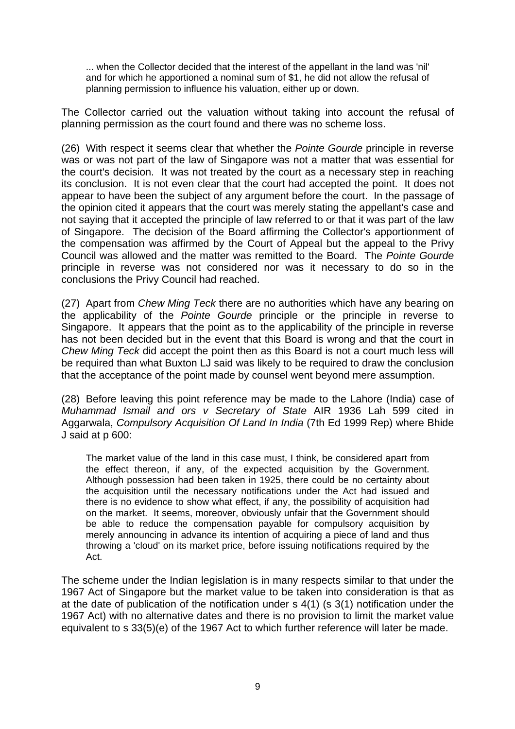> ... when the Collector decided that the interest of the appellant in the land was 'nil' and for which he apportioned a nominal sum of $1, he did not allow the refusal of planning permission to influence his valuation, either up or down.

The Collector carried out the valuation without taking into account the refusal of planning permission as the court found and there was no scheme loss.

(26) With respect it seems clear that whether the *Pointe Gourde* principle in reverse was or was not part of the law of Singapore was not a matter that was essential for the court's decision. It was not treated by the court as a necessary step in reaching its conclusion. It is not even clear that the court had accepted the point. It does not appear to have been the subject of any argument before the court. In the passage of the opinion cited it appears that the court was merely stating the appellant's case and not saying that it accepted the principle of law referred to or that it was part of the law of Singapore. The decision of the Board affirming the Collector's apportionment of the compensation was affirmed by the Court of Appeal but the appeal to the Privy Council was allowed and the matter was remitted to the Board. The *Pointe Gourde* principle in reverse was not considered nor was it necessary to do so in the conclusions the Privy Council had reached.

(27) Apart from *Chew Ming Teck* there are no authorities which have any bearing on the applicability of the *Pointe Gourde* principle or the principle in reverse to Singapore. It appears that the point as to the applicability of the principle in reverse has not been decided but in the event that this Board is wrong and that the court in *Chew Ming Teck* did accept the point then as this Board is not a court much less will be required than what Buxton LJ said was likely to be required to draw the conclusion that the acceptance of the point made by counsel went beyond mere assumption.

(28) Before leaving this point reference may be made to the Lahore (India) case of *Muhammad Ismail and ors v Secretary of State* AIR 1936 Lah 599 cited in Aggarwala, *Compulsory Acquisition Of Land In India* (7th Ed 1999 Rep) where Bhide J said at p 600:

> The market value of the land in this case must, I think, be considered apart from the effect thereon, if any, of the expected acquisition by the Government. Although possession had been taken in 1925, there could be no certainty about the acquisition until the necessary notifications under the Act had issued and there is no evidence to show what effect, if any, the possibility of acquisition had on the market. It seems, moreover, obviously unfair that the Government should be able to reduce the compensation payable for compulsory acquisition by merely announcing in advance its intention of acquiring a piece of land and thus throwing a 'cloud' on its market price, before issuing notifications required by the Act.

The scheme under the Indian legislation is in many respects similar to that under the 1967 Act of Singapore but the market value to be taken into consideration is that as at the date of publication of the notification under s 4(1) (s 3(1) notification under the 1967 Act) with no alternative dates and there is no provision to limit the market value equivalent to s 33(5)(e) of the 1967 Act to which further reference will later be made.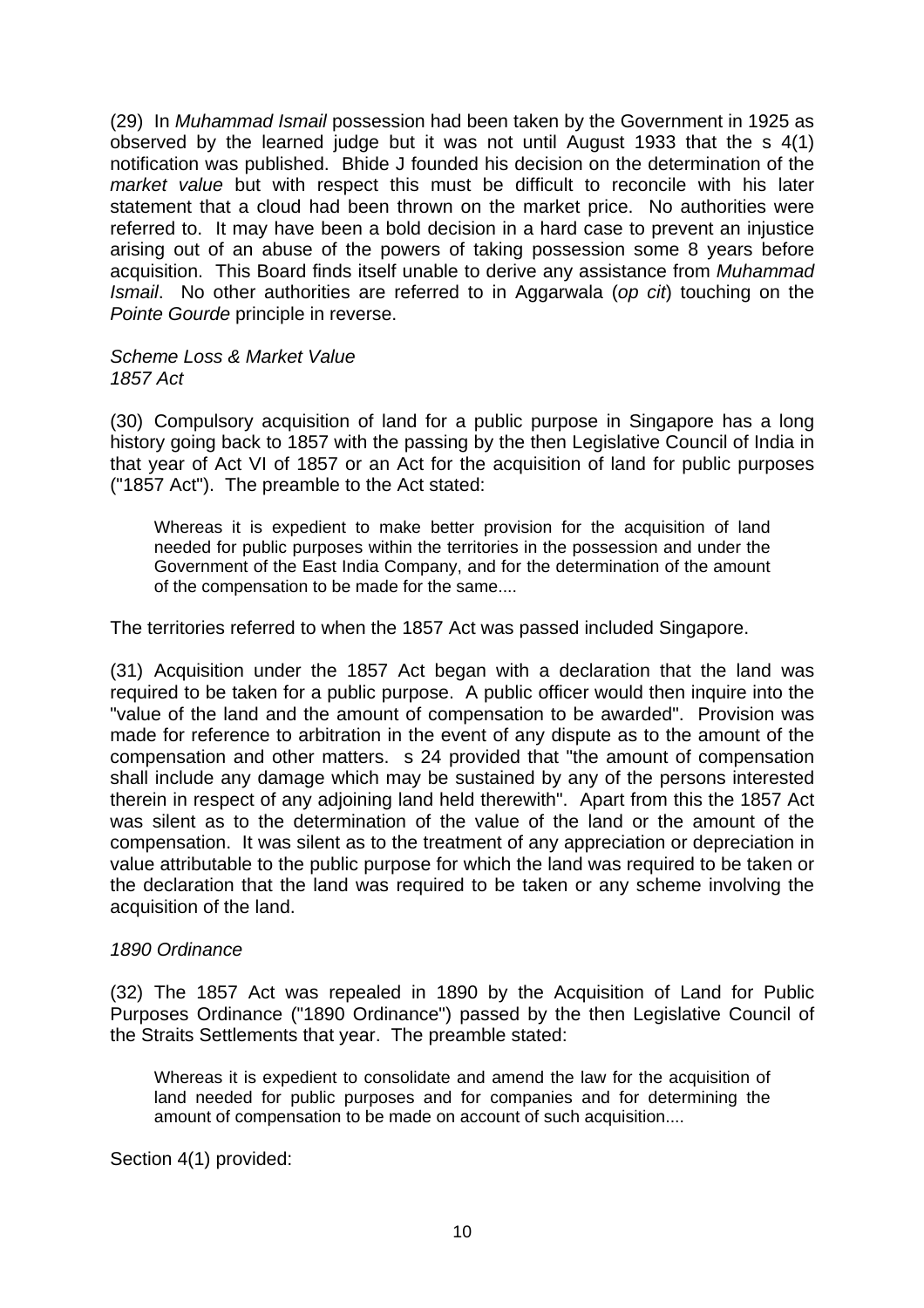(29) In *Muhammad Ismail* possession had been taken by the Government in 1925 as observed by the learned judge but it was not until August 1933 that the s 4(1) notification was published. Bhide J founded his decision on the determination of the *market value* but with respect this must be difficult to reconcile with his later statement that a cloud had been thrown on the market price. No authorities were referred to. It may have been a bold decision in a hard case to prevent an injustice arising out of an abuse of the powers of taking possession some 8 years before acquisition. This Board finds itself unable to derive any assistance from *Muhammad Ismail*. No other authorities are referred to in Aggarwala (*op cit*) touching on the *Pointe Gourde* principle in reverse.

*Scheme Loss & Market Value*
*1857 Act*

(30) Compulsory acquisition of land for a public purpose in Singapore has a long history going back to 1857 with the passing by the then Legislative Council of India in that year of Act VI of 1857 or an Act for the acquisition of land for public purposes ("1857 Act"). The preamble to the Act stated:

> Whereas it is expedient to make better provision for the acquisition of land needed for public purposes within the territories in the possession and under the Government of the East India Company, and for the determination of the amount of the compensation to be made for the same....

The territories referred to when the 1857 Act was passed included Singapore.

(31) Acquisition under the 1857 Act began with a declaration that the land was required to be taken for a public purpose. A public officer would then inquire into the "value of the land and the amount of compensation to be awarded". Provision was made for reference to arbitration in the event of any dispute as to the amount of the compensation and other matters. s 24 provided that "the amount of compensation shall include any damage which may be sustained by any of the persons interested therein in respect of any adjoining land held therewith". Apart from this the 1857 Act was silent as to the determination of the value of the land or the amount of the compensation. It was silent as to the treatment of any appreciation or depreciation in value attributable to the public purpose for which the land was required to be taken or the declaration that the land was required to be taken or any scheme involving the acquisition of the land.

*1890 Ordinance*

(32) The 1857 Act was repealed in 1890 by the Acquisition of Land for Public Purposes Ordinance ("1890 Ordinance") passed by the then Legislative Council of the Straits Settlements that year. The preamble stated:

> Whereas it is expedient to consolidate and amend the law for the acquisition of land needed for public purposes and for companies and for determining the amount of compensation to be made on account of such acquisition....

Section 4(1) provided: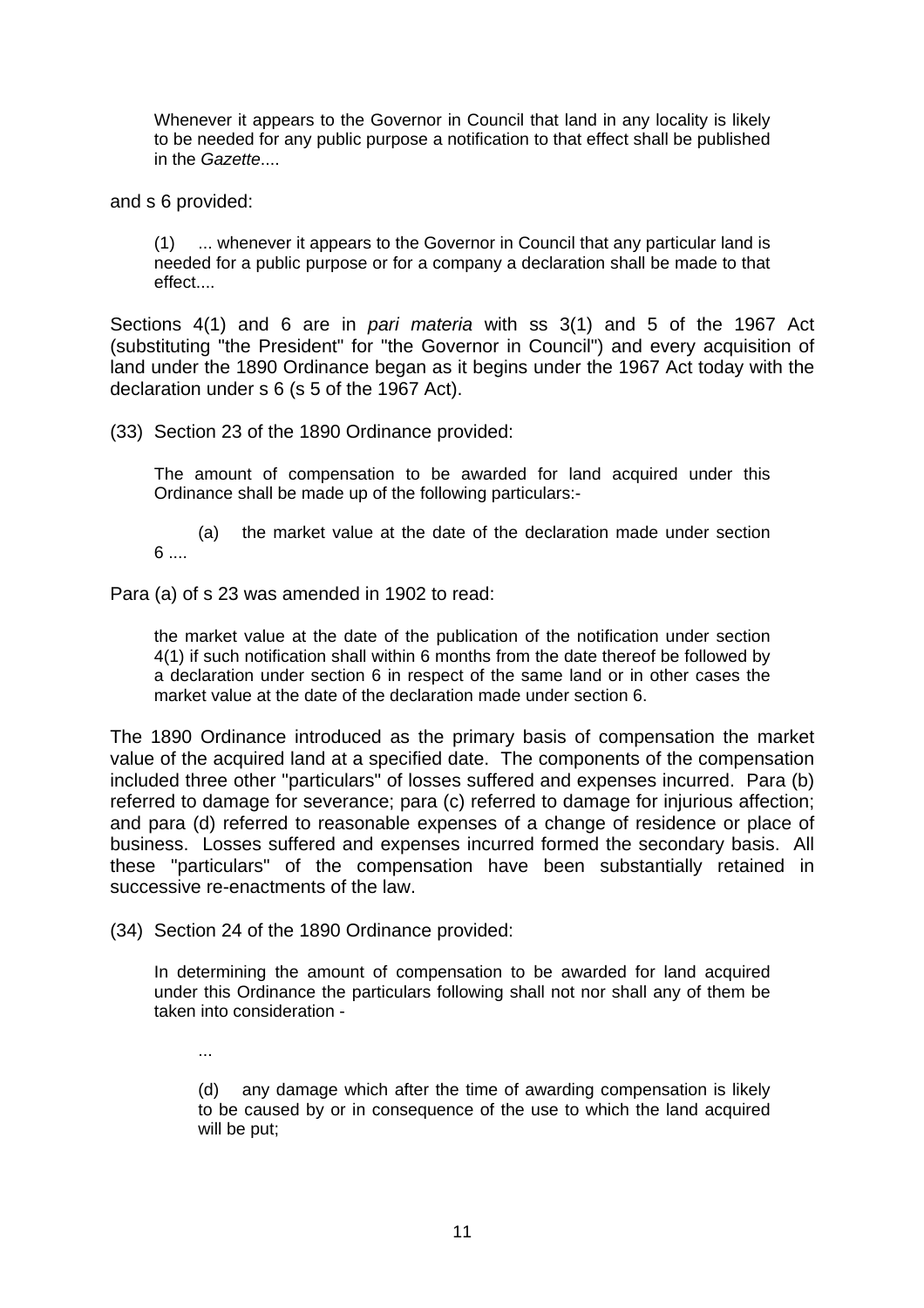> Whenever it appears to the Governor in Council that land in any locality is likely to be needed for any public purpose a notification to that effect shall be published in the *Gazette*....

and s 6 provided:

> (1) ... whenever it appears to the Governor in Council that any particular land is needed for a public purpose or for a company a declaration shall be made to that effect....

Sections 4(1) and 6 are in *pari materia* with ss 3(1) and 5 of the 1967 Act (substituting "the President" for "the Governor in Council") and every acquisition of land under the 1890 Ordinance began as it begins under the 1967 Act today with the declaration under s 6 (s 5 of the 1967 Act).

(33) Section 23 of the 1890 Ordinance provided:

> The amount of compensation to be awarded for land acquired under this Ordinance shall be made up of the following particulars:-
>
> (a) the market value at the date of the declaration made under section 6 ....

Para (a) of s 23 was amended in 1902 to read:

> the market value at the date of the publication of the notification under section 4(1) if such notification shall within 6 months from the date thereof be followed by a declaration under section 6 in respect of the same land or in other cases the market value at the date of the declaration made under section 6.

The 1890 Ordinance introduced as the primary basis of compensation the market value of the acquired land at a specified date. The components of the compensation included three other "particulars" of losses suffered and expenses incurred. Para (b) referred to damage for severance; para (c) referred to damage for injurious affection; and para (d) referred to reasonable expenses of a change of residence or place of business. Losses suffered and expenses incurred formed the secondary basis. All these "particulars" of the compensation have been substantially retained in successive re-enactments of the law.

(34) Section 24 of the 1890 Ordinance provided:

> In determining the amount of compensation to be awarded for land acquired under this Ordinance the particulars following shall not nor shall any of them be taken into consideration -
>
> ...
>
> (d) any damage which after the time of awarding compensation is likely to be caused by or in consequence of the use to which the land acquired will be put;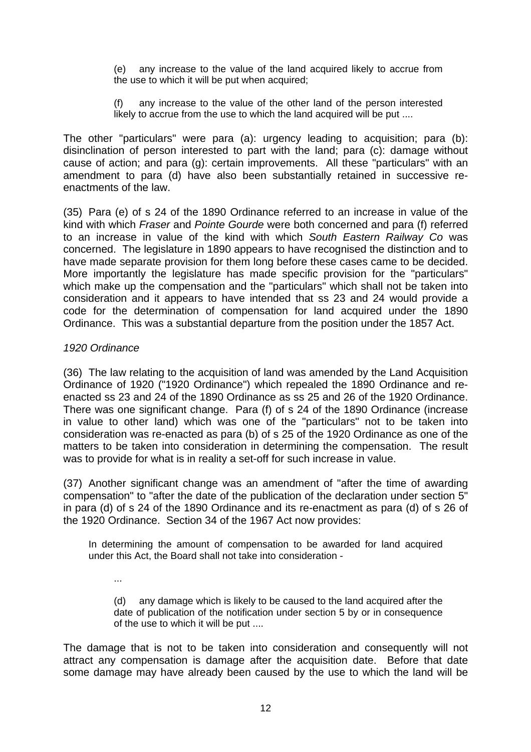> (e) any increase to the value of the land acquired likely to accrue from the use to which it will be put when acquired;
>
> (f) any increase to the value of the other land of the person interested likely to accrue from the use to which the land acquired will be put ....

The other "particulars" were para (a): urgency leading to acquisition; para (b): disinclination of person interested to part with the land; para (c): damage without cause of action; and para (g): certain improvements. All these "particulars" with an amendment to para (d) have also been substantially retained in successive re-enactments of the law.

(35) Para (e) of s 24 of the 1890 Ordinance referred to an increase in value of the kind with which *Fraser* and *Pointe Gourde* were both concerned and para (f) referred to an increase in value of the kind with which *South Eastern Railway Co* was concerned. The legislature in 1890 appears to have recognised the distinction and to have made separate provision for them long before these cases came to be decided. More importantly the legislature has made specific provision for the "particulars" which make up the compensation and the "particulars" which shall not be taken into consideration and it appears to have intended that ss 23 and 24 would provide a code for the determination of compensation for land acquired under the 1890 Ordinance. This was a substantial departure from the position under the 1857 Act.

*1920 Ordinance*

(36) The law relating to the acquisition of land was amended by the Land Acquisition Ordinance of 1920 ("1920 Ordinance") which repealed the 1890 Ordinance and re-enacted ss 23 and 24 of the 1890 Ordinance as ss 25 and 26 of the 1920 Ordinance. There was one significant change. Para (f) of s 24 of the 1890 Ordinance (increase in value to other land) which was one of the "particulars" not to be taken into consideration was re-enacted as para (b) of s 25 of the 1920 Ordinance as one of the matters to be taken into consideration in determining the compensation. The result was to provide for what is in reality a set-off for such increase in value.

(37) Another significant change was an amendment of "after the time of awarding compensation" to "after the date of the publication of the declaration under section 5" in para (d) of s 24 of the 1890 Ordinance and its re-enactment as para (d) of s 26 of the 1920 Ordinance. Section 34 of the 1967 Act now provides:

> In determining the amount of compensation to be awarded for land acquired under this Act, the Board shall not take into consideration -
>
> ...
>
> (d) any damage which is likely to be caused to the land acquired after the date of publication of the notification under section 5 by or in consequence of the use to which it will be put ....

The damage that is not to be taken into consideration and consequently will not attract any compensation is damage after the acquisition date. Before that date some damage may have already been caused by the use to which the land will be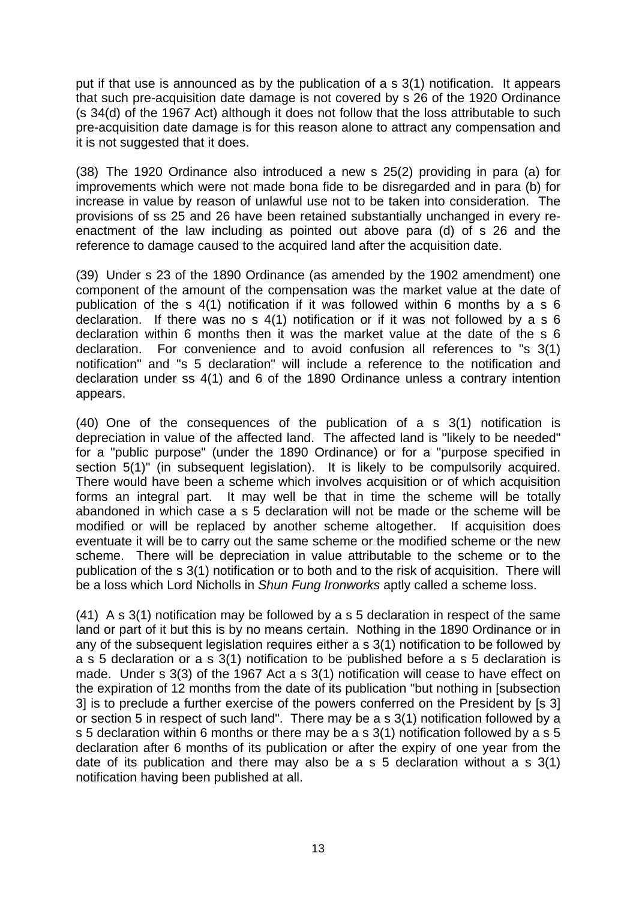put if that use is announced as by the publication of a s 3(1) notification. It appears that such pre-acquisition date damage is not covered by s 26 of the 1920 Ordinance (s 34(d) of the 1967 Act) although it does not follow that the loss attributable to such pre-acquisition date damage is for this reason alone to attract any compensation and it is not suggested that it does.

(38) The 1920 Ordinance also introduced a new s 25(2) providing in para (a) for improvements which were not made bona fide to be disregarded and in para (b) for increase in value by reason of unlawful use not to be taken into consideration. The provisions of ss 25 and 26 have been retained substantially unchanged in every re-enactment of the law including as pointed out above para (d) of s 26 and the reference to damage caused to the acquired land after the acquisition date.

(39) Under s 23 of the 1890 Ordinance (as amended by the 1902 amendment) one component of the amount of the compensation was the market value at the date of publication of the s 4(1) notification if it was followed within 6 months by a s 6 declaration. If there was no s 4(1) notification or if it was not followed by a s 6 declaration within 6 months then it was the market value at the date of the s 6 declaration. For convenience and to avoid confusion all references to "s 3(1) notification" and "s 5 declaration" will include a reference to the notification and declaration under ss 4(1) and 6 of the 1890 Ordinance unless a contrary intention appears.

(40) One of the consequences of the publication of a s 3(1) notification is depreciation in value of the affected land. The affected land is "likely to be needed" for a "public purpose" (under the 1890 Ordinance) or for a "purpose specified in section 5(1)" (in subsequent legislation). It is likely to be compulsorily acquired. There would have been a scheme which involves acquisition or of which acquisition forms an integral part. It may well be that in time the scheme will be totally abandoned in which case a s 5 declaration will not be made or the scheme will be modified or will be replaced by another scheme altogether. If acquisition does eventuate it will be to carry out the same scheme or the modified scheme or the new scheme. There will be depreciation in value attributable to the scheme or to the publication of the s 3(1) notification or to both and to the risk of acquisition. There will be a loss which Lord Nicholls in *Shun Fung Ironworks* aptly called a scheme loss.

(41) A s 3(1) notification may be followed by a s 5 declaration in respect of the same land or part of it but this is by no means certain. Nothing in the 1890 Ordinance or in any of the subsequent legislation requires either a s 3(1) notification to be followed by a s 5 declaration or a s 3(1) notification to be published before a s 5 declaration is made. Under s 3(3) of the 1967 Act a s 3(1) notification will cease to have effect on the expiration of 12 months from the date of its publication "but nothing in [subsection 3] is to preclude a further exercise of the powers conferred on the President by [s 3] or section 5 in respect of such land". There may be a s 3(1) notification followed by a s 5 declaration within 6 months or there may be a s 3(1) notification followed by a s 5 declaration after 6 months of its publication or after the expiry of one year from the date of its publication and there may also be a s 5 declaration without a s 3(1) notification having been published at all.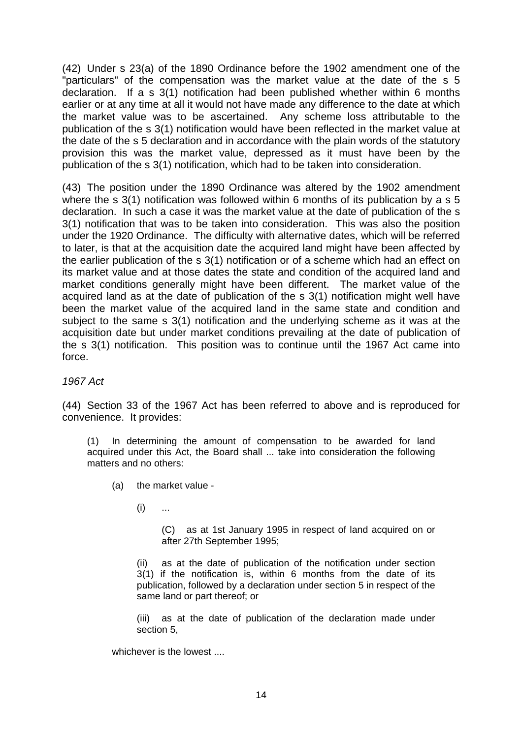(42) Under s 23(a) of the 1890 Ordinance before the 1902 amendment one of the "particulars" of the compensation was the market value at the date of the s 5 declaration. If a s 3(1) notification had been published whether within 6 months earlier or at any time at all it would not have made any difference to the date at which the market value was to be ascertained. Any scheme loss attributable to the publication of the s 3(1) notification would have been reflected in the market value at the date of the s 5 declaration and in accordance with the plain words of the statutory provision this was the market value, depressed as it must have been by the publication of the s 3(1) notification, which had to be taken into consideration.

(43) The position under the 1890 Ordinance was altered by the 1902 amendment where the s 3(1) notification was followed within 6 months of its publication by a s 5 declaration. In such a case it was the market value at the date of publication of the s 3(1) notification that was to be taken into consideration. This was also the position under the 1920 Ordinance. The difficulty with alternative dates, which will be referred to later, is that at the acquisition date the acquired land might have been affected by the earlier publication of the s 3(1) notification or of a scheme which had an effect on its market value and at those dates the state and condition of the acquired land and market conditions generally might have been different. The market value of the acquired land as at the date of publication of the s 3(1) notification might well have been the market value of the acquired land in the same state and condition and subject to the same s 3(1) notification and the underlying scheme as it was at the acquisition date but under market conditions prevailing at the date of publication of the s 3(1) notification. This position was to continue until the 1967 Act came into force.

*1967 Act*

(44) Section 33 of the 1967 Act has been referred to above and is reproduced for convenience. It provides:

> (1) In determining the amount of compensation to be awarded for land acquired under this Act, the Board shall ... take into consideration the following matters and no others:
>
> (a) the market value -
>
> (i) ...
>
> (C) as at 1st January 1995 in respect of land acquired on or after 27th September 1995;
>
> (ii) as at the date of publication of the notification under section 3(1) if the notification is, within 6 months from the date of its publication, followed by a declaration under section 5 in respect of the same land or part thereof; or
>
> (iii) as at the date of publication of the declaration made under section 5,
>
> whichever is the lowest ....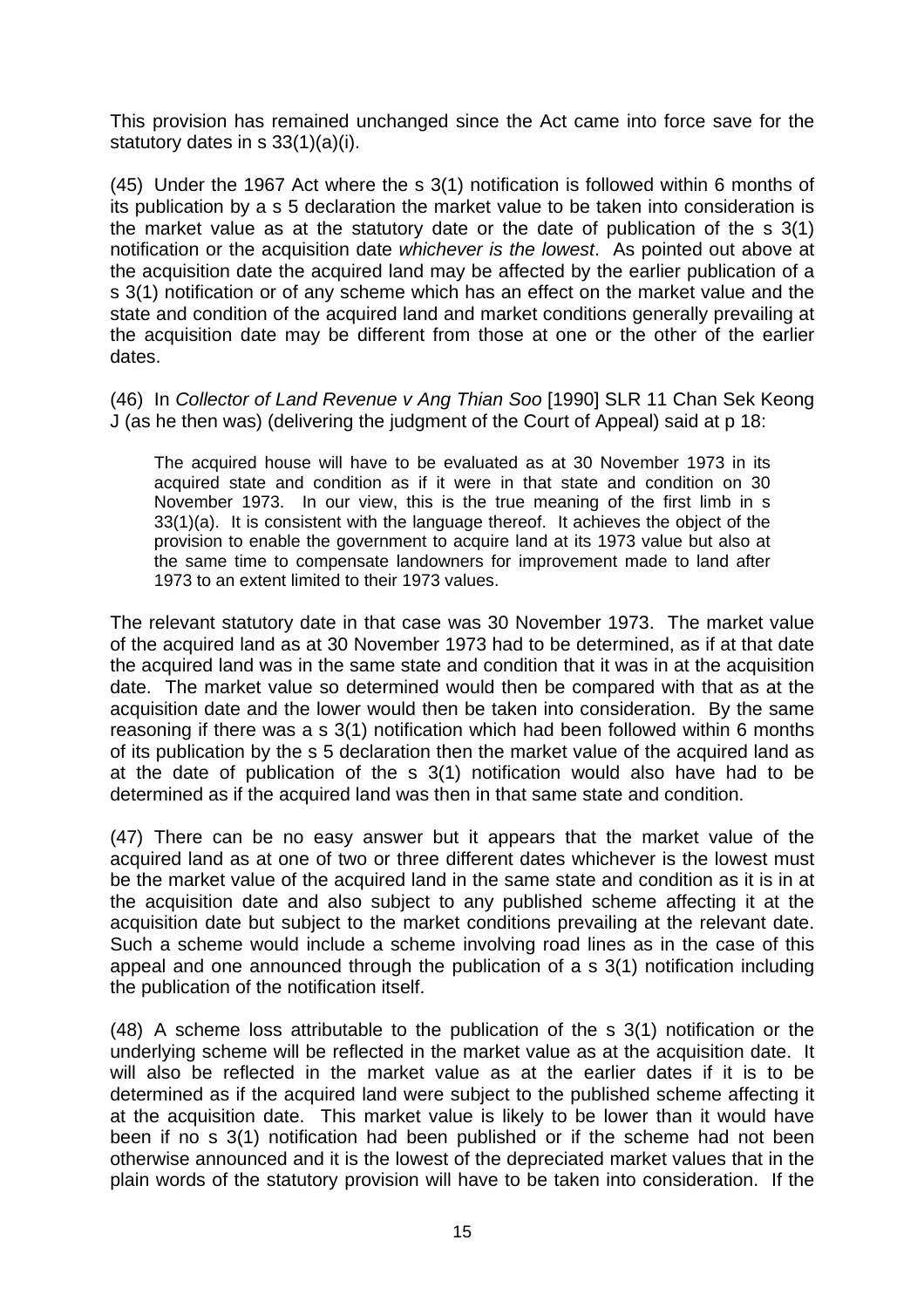This provision has remained unchanged since the Act came into force save for the statutory dates in s 33(1)(a)(i).

(45) Under the 1967 Act where the s 3(1) notification is followed within 6 months of its publication by a s 5 declaration the market value to be taken into consideration is the market value as at the statutory date or the date of publication of the s 3(1) notification or the acquisition date *whichever is the lowest*. As pointed out above at the acquisition date the acquired land may be affected by the earlier publication of a s 3(1) notification or of any scheme which has an effect on the market value and the state and condition of the acquired land and market conditions generally prevailing at the acquisition date may be different from those at one or the other of the earlier dates.

(46) In *Collector of Land Revenue v Ang Thian Soo* [1990] SLR 11 Chan Sek Keong J (as he then was) (delivering the judgment of the Court of Appeal) said at p 18:

> The acquired house will have to be evaluated as at 30 November 1973 in its acquired state and condition as if it were in that state and condition on 30 November 1973. In our view, this is the true meaning of the first limb in s 33(1)(a). It is consistent with the language thereof. It achieves the object of the provision to enable the government to acquire land at its 1973 value but also at the same time to compensate landowners for improvement made to land after 1973 to an extent limited to their 1973 values.

The relevant statutory date in that case was 30 November 1973. The market value of the acquired land as at 30 November 1973 had to be determined, as if at that date the acquired land was in the same state and condition that it was in at the acquisition date. The market value so determined would then be compared with that as at the acquisition date and the lower would then be taken into consideration. By the same reasoning if there was a s 3(1) notification which had been followed within 6 months of its publication by the s 5 declaration then the market value of the acquired land as at the date of publication of the s 3(1) notification would also have had to be determined as if the acquired land was then in that same state and condition.

(47) There can be no easy answer but it appears that the market value of the acquired land as at one of two or three different dates whichever is the lowest must be the market value of the acquired land in the same state and condition as it is in at the acquisition date and also subject to any published scheme affecting it at the acquisition date but subject to the market conditions prevailing at the relevant date. Such a scheme would include a scheme involving road lines as in the case of this appeal and one announced through the publication of a s 3(1) notification including the publication of the notification itself.

(48) A scheme loss attributable to the publication of the s 3(1) notification or the underlying scheme will be reflected in the market value as at the acquisition date. It will also be reflected in the market value as at the earlier dates if it is to be determined as if the acquired land were subject to the published scheme affecting it at the acquisition date. This market value is likely to be lower than it would have been if no s 3(1) notification had been published or if the scheme had not been otherwise announced and it is the lowest of the depreciated market values that in the plain words of the statutory provision will have to be taken into consideration. If the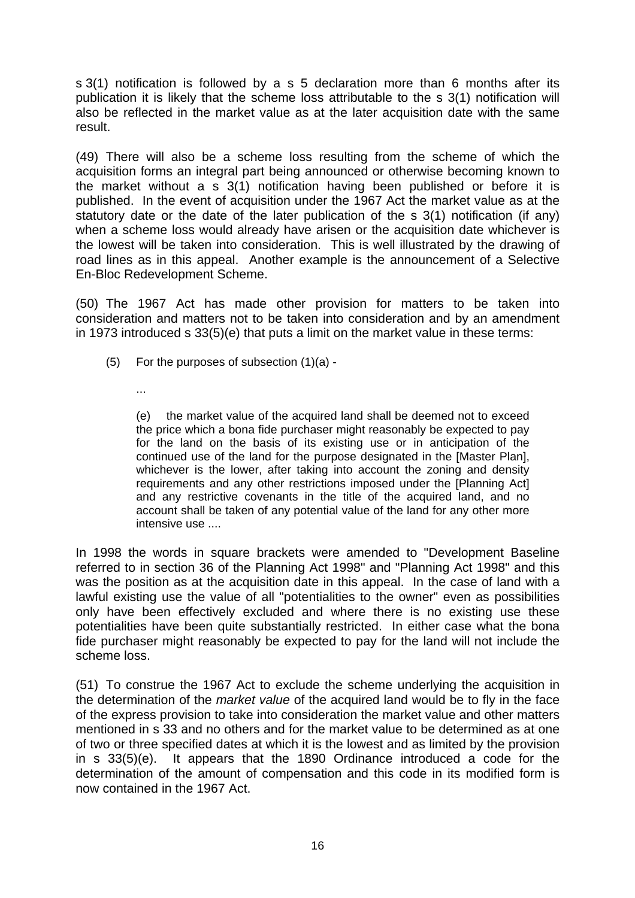s 3(1) notification is followed by a s 5 declaration more than 6 months after its publication it is likely that the scheme loss attributable to the s 3(1) notification will also be reflected in the market value as at the later acquisition date with the same result.

(49) There will also be a scheme loss resulting from the scheme of which the acquisition forms an integral part being announced or otherwise becoming known to the market without a s 3(1) notification having been published or before it is published. In the event of acquisition under the 1967 Act the market value as at the statutory date or the date of the later publication of the s 3(1) notification (if any) when a scheme loss would already have arisen or the acquisition date whichever is the lowest will be taken into consideration. This is well illustrated by the drawing of road lines as in this appeal. Another example is the announcement of a Selective En-Bloc Redevelopment Scheme.

(50) The 1967 Act has made other provision for matters to be taken into consideration and matters not to be taken into consideration and by an amendment in 1973 introduced s 33(5)(e) that puts a limit on the market value in these terms:

> (5) For the purposes of subsection (1)(a) -
>
> ...
>
> (e) the market value of the acquired land shall be deemed not to exceed the price which a bona fide purchaser might reasonably be expected to pay for the land on the basis of its existing use or in anticipation of the continued use of the land for the purpose designated in the [Master Plan], whichever is the lower, after taking into account the zoning and density requirements and any other restrictions imposed under the [Planning Act] and any restrictive covenants in the title of the acquired land, and no account shall be taken of any potential value of the land for any other more intensive use ....

In 1998 the words in square brackets were amended to "Development Baseline referred to in section 36 of the Planning Act 1998" and "Planning Act 1998" and this was the position as at the acquisition date in this appeal. In the case of land with a lawful existing use the value of all "potentialities to the owner" even as possibilities only have been effectively excluded and where there is no existing use these potentialities have been quite substantially restricted. In either case what the bona fide purchaser might reasonably be expected to pay for the land will not include the scheme loss.

(51) To construe the 1967 Act to exclude the scheme underlying the acquisition in the determination of the *market value* of the acquired land would be to fly in the face of the express provision to take into consideration the market value and other matters mentioned in s 33 and no others and for the market value to be determined as at one of two or three specified dates at which it is the lowest and as limited by the provision in s 33(5)(e). It appears that the 1890 Ordinance introduced a code for the determination of the amount of compensation and this code in its modified form is now contained in the 1967 Act.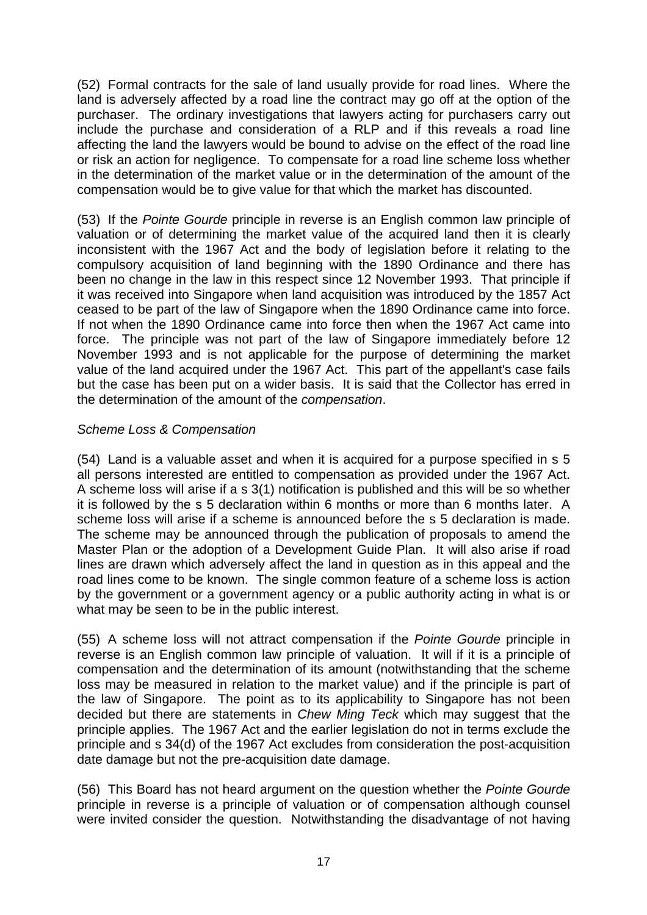(52) Formal contracts for the sale of land usually provide for road lines. Where the land is adversely affected by a road line the contract may go off at the option of the purchaser. The ordinary investigations that lawyers acting for purchasers carry out include the purchase and consideration of a RLP and if this reveals a road line affecting the land the lawyers would be bound to advise on the effect of the road line or risk an action for negligence. To compensate for a road line scheme loss whether in the determination of the market value or in the determination of the amount of the compensation would be to give value for that which the market has discounted.

(53) If the *Pointe Gourde* principle in reverse is an English common law principle of valuation or of determining the market value of the acquired land then it is clearly inconsistent with the 1967 Act and the body of legislation before it relating to the compulsory acquisition of land beginning with the 1890 Ordinance and there has been no change in the law in this respect since 12 November 1993. That principle if it was received into Singapore when land acquisition was introduced by the 1857 Act ceased to be part of the law of Singapore when the 1890 Ordinance came into force. If not when the 1890 Ordinance came into force then when the 1967 Act came into force. The principle was not part of the law of Singapore immediately before 12 November 1993 and is not applicable for the purpose of determining the market value of the land acquired under the 1967 Act. This part of the appellant's case fails but the case has been put on a wider basis. It is said that the Collector has erred in the determination of the amount of the *compensation*.

*Scheme Loss & Compensation*

(54) Land is a valuable asset and when it is acquired for a purpose specified in s 5 all persons interested are entitled to compensation as provided under the 1967 Act. A scheme loss will arise if a s 3(1) notification is published and this will be so whether it is followed by the s 5 declaration within 6 months or more than 6 months later. A scheme loss will arise if a scheme is announced before the s 5 declaration is made. The scheme may be announced through the publication of proposals to amend the Master Plan or the adoption of a Development Guide Plan. It will also arise if road lines are drawn which adversely affect the land in question as in this appeal and the road lines come to be known. The single common feature of a scheme loss is action by the government or a government agency or a public authority acting in what is or what may be seen to be in the public interest.

(55) A scheme loss will not attract compensation if the *Pointe Gourde* principle in reverse is an English common law principle of valuation. It will if it is a principle of compensation and the determination of its amount (notwithstanding that the scheme loss may be measured in relation to the market value) and if the principle is part of the law of Singapore. The point as to its applicability to Singapore has not been decided but there are statements in *Chew Ming Teck* which may suggest that the principle applies. The 1967 Act and the earlier legislation do not in terms exclude the principle and s 34(d) of the 1967 Act excludes from consideration the post-acquisition date damage but not the pre-acquisition date damage.

(56) This Board has not heard argument on the question whether the *Pointe Gourde* principle in reverse is a principle of valuation or of compensation although counsel were invited consider the question. Notwithstanding the disadvantage of not having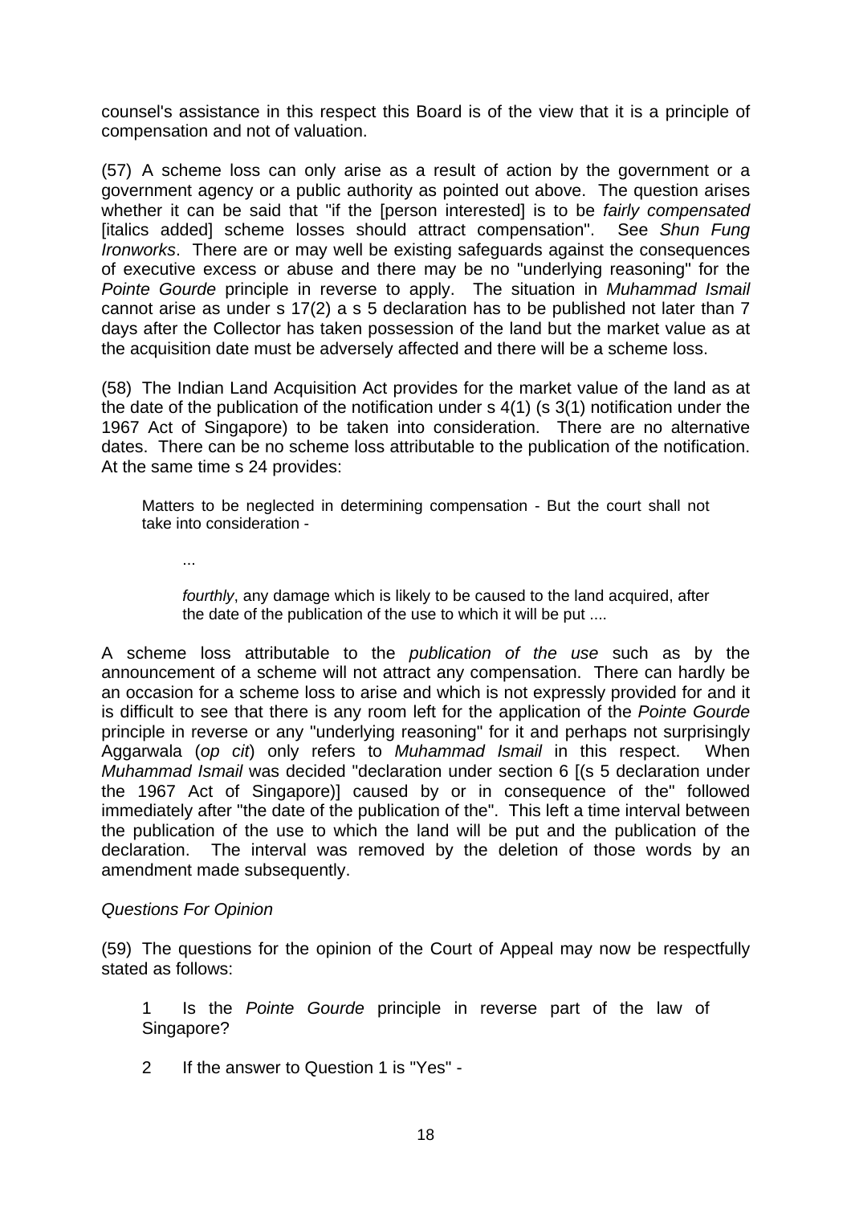counsel's assistance in this respect this Board is of the view that it is a principle of compensation and not of valuation.

(57) A scheme loss can only arise as a result of action by the government or a government agency or a public authority as pointed out above. The question arises whether it can be said that "if the [person interested] is to be *fairly compensated* [italics added] scheme losses should attract compensation". See *Shun Fung Ironworks*. There are or may well be existing safeguards against the consequences of executive excess or abuse and there may be no "underlying reasoning" for the *Pointe Gourde* principle in reverse to apply. The situation in *Muhammad Ismail* cannot arise as under s 17(2) a s 5 declaration has to be published not later than 7 days after the Collector has taken possession of the land but the market value as at the acquisition date must be adversely affected and there will be a scheme loss.

(58) The Indian Land Acquisition Act provides for the market value of the land as at the date of the publication of the notification under s 4(1) (s 3(1) notification under the 1967 Act of Singapore) to be taken into consideration. There are no alternative dates. There can be no scheme loss attributable to the publication of the notification. At the same time s 24 provides:

> Matters to be neglected in determining compensation - But the court shall not take into consideration -
>
> > ...
> >
> > *fourthly*, any damage which is likely to be caused to the land acquired, after the date of the publication of the use to which it will be put ....

A scheme loss attributable to the *publication of the use* such as by the announcement of a scheme will not attract any compensation. There can hardly be an occasion for a scheme loss to arise and which is not expressly provided for and it is difficult to see that there is any room left for the application of the *Pointe Gourde* principle in reverse or any "underlying reasoning" for it and perhaps not surprisingly Aggarwala (*op cit*) only refers to *Muhammad Ismail* in this respect. When *Muhammad Ismail* was decided "declaration under section 6 [(s 5 declaration under the 1967 Act of Singapore)] caused by or in consequence of the" followed immediately after "the date of the publication of the". This left a time interval between the publication of the use to which the land will be put and the publication of the declaration. The interval was removed by the deletion of those words by an amendment made subsequently.

*Questions For Opinion*

(59) The questions for the opinion of the Court of Appeal may now be respectfully stated as follows:

> 1 Is the *Pointe Gourde* principle in reverse part of the law of Singapore?
>
> 2 If the answer to Question 1 is "Yes" -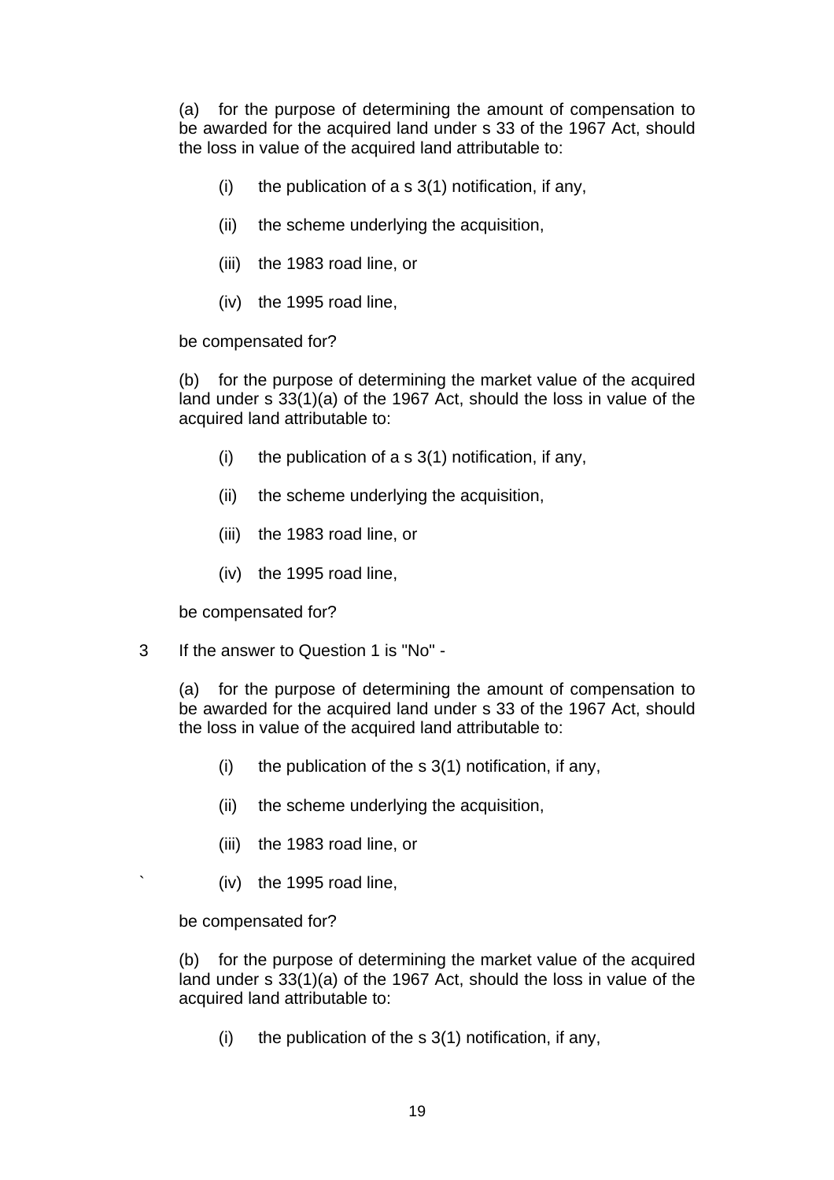(a) for the purpose of determining the amount of compensation to be awarded for the acquired land under s 33 of the 1967 Act, should the loss in value of the acquired land attributable to:

(i) the publication of a s 3(1) notification, if any,

(ii) the scheme underlying the acquisition,

(iii) the 1983 road line, or

(iv) the 1995 road line,

be compensated for?

(b) for the purpose of determining the market value of the acquired land under s 33(1)(a) of the 1967 Act, should the loss in value of the acquired land attributable to:

(i) the publication of a s 3(1) notification, if any,

(ii) the scheme underlying the acquisition,

(iii) the 1983 road line, or

(iv) the 1995 road line,

be compensated for?

3 If the answer to Question 1 is "No" -

(a) for the purpose of determining the amount of compensation to be awarded for the acquired land under s 33 of the 1967 Act, should the loss in value of the acquired land attributable to:

(i) the publication of the s 3(1) notification, if any,

(ii) the scheme underlying the acquisition,

(iii) the 1983 road line, or

(iv) the 1995 road line,

be compensated for?

(b) for the purpose of determining the market value of the acquired land under s 33(1)(a) of the 1967 Act, should the loss in value of the acquired land attributable to:

(i) the publication of the s 3(1) notification, if any,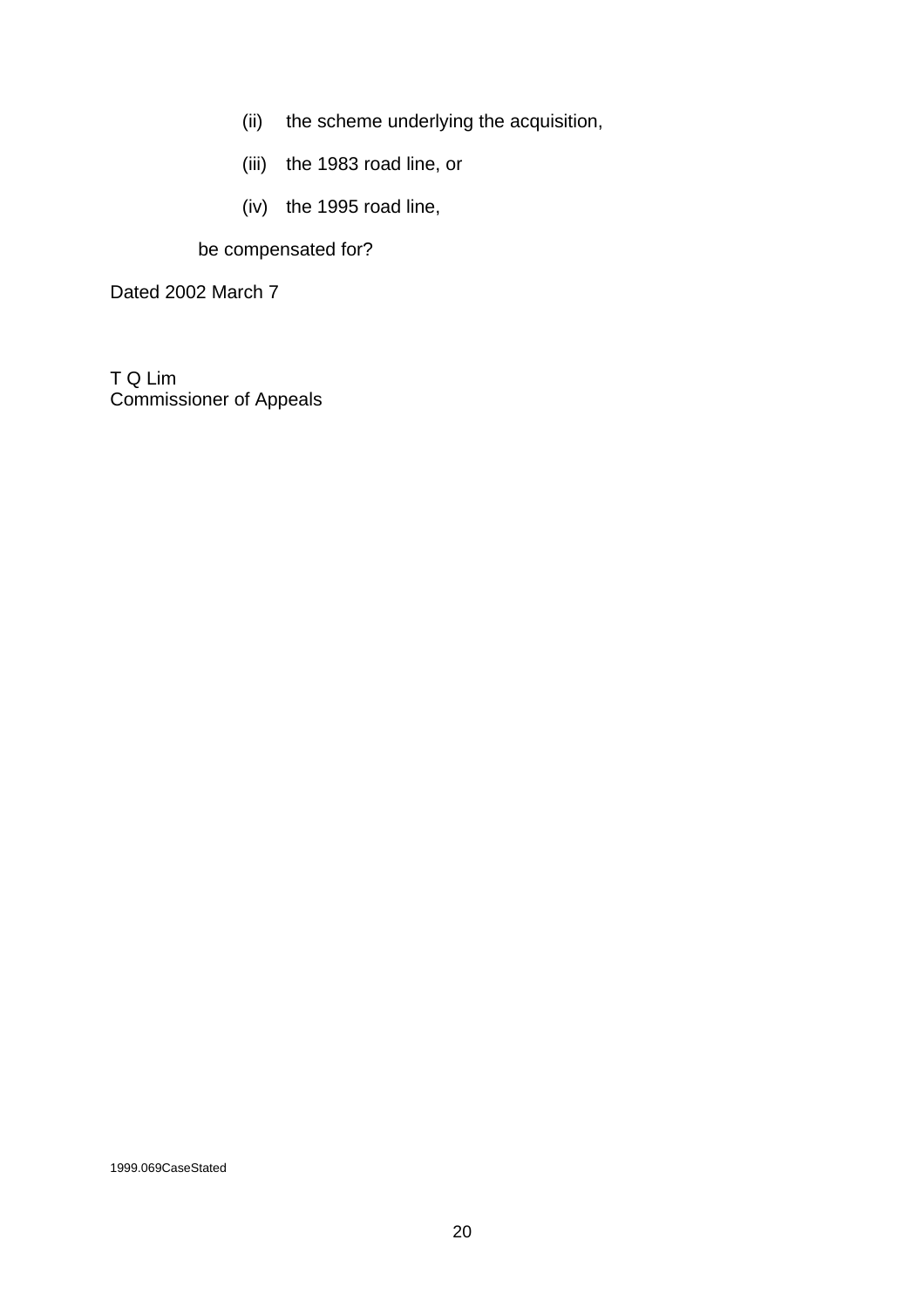(ii) the scheme underlying the acquisition,

(iii) the 1983 road line, or

(iv) the 1995 road line,

be compensated for?

Dated 2002 March 7

T Q Lim
Commissioner of Appeals

1999.069CaseStated